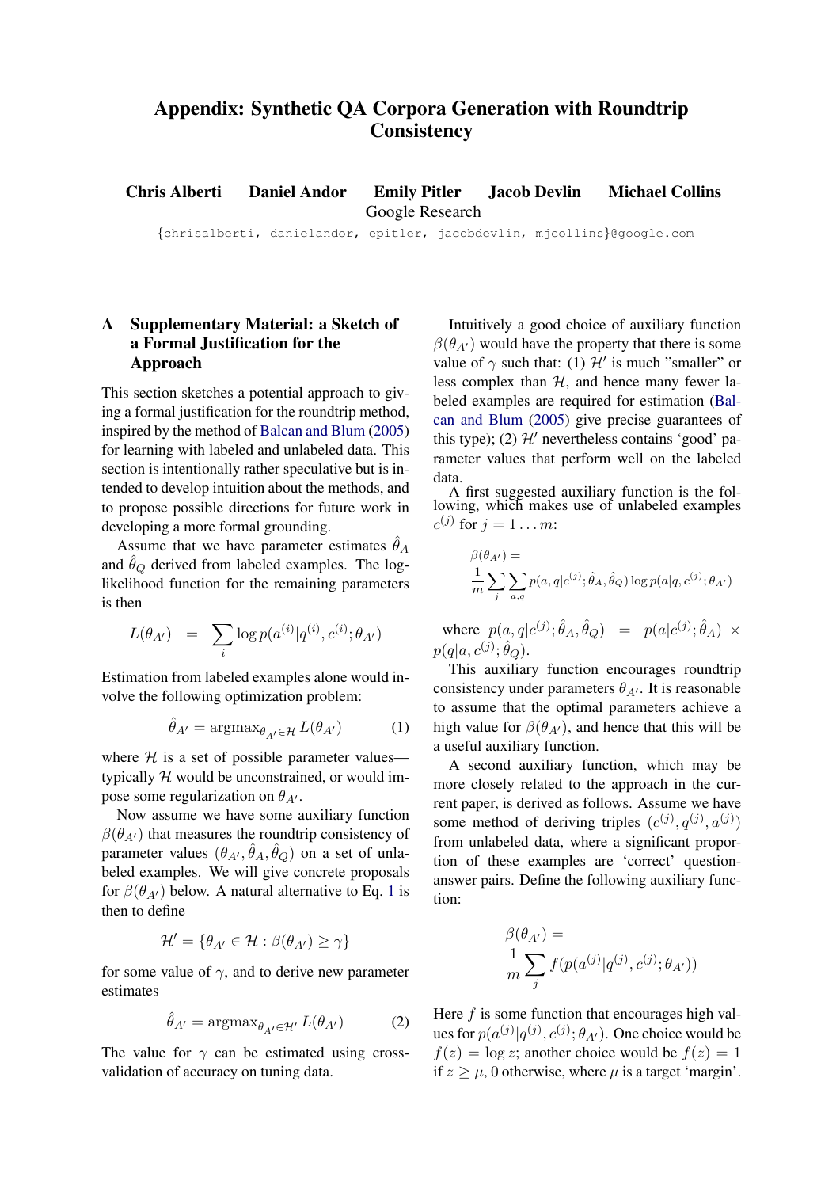# Appendix: Synthetic QA Corpora Generation with Roundtrip Consistency

**Chris Alberti    Daniel Andor    Emily Pitler    Jacob Devlin    Michael Collins**

Google Research

{chrisalberti, danielandor, epitler, jacobdevlin, mjcollins}@google.com

## A Supplementary Material: a Sketch of a Formal Justification for the Approach

This section sketches a potential approach to giving a formal justification for the roundtrip method, inspired by the method of Balcan and Blum (2005) for learning with labeled and unlabeled data. This section is intentionally rather speculative but is intended to develop intuition about the methods, and to propose possible directions for future work in developing a more formal grounding.

Assume that we have parameter estimates $\hat{\theta}_A$ and $\hat{\theta}_Q$ derived from labeled examples. The log-likelihood function for the remaining parameters is then

$$L(\theta_{A'}) = \sum_i \log p(a^{(i)}|q^{(i)}, c^{(i)}; \theta_{A'})$$

Estimation from labeled examples alone would involve the following optimization problem:

$$\hat{\theta}_{A'} = \text{argmax}_{\theta_{A'} \in \mathcal{H}} L(\theta_{A'}) \quad (1)$$

where $\mathcal{H}$ is a set of possible parameter values—typically $\mathcal{H}$ would be unconstrained, or would impose some regularization on $\theta_{A'}$.

Now assume we have some auxiliary function $\beta(\theta_{A'})$ that measures the roundtrip consistency of parameter values $(\theta_{A'}, \hat{\theta}_A, \hat{\theta}_Q)$ on a set of unlabeled examples. We will give concrete proposals for $\beta(\theta_{A'})$ below. A natural alternative to Eq. 1 is then to define

$$\mathcal{H}' = \{\theta_{A'} \in \mathcal{H} : \beta(\theta_{A'}) \geq \gamma\}$$

for some value of $\gamma$, and to derive new parameter estimates

$$\hat{\theta}_{A'} = \text{argmax}_{\theta_{A'} \in \mathcal{H}'} L(\theta_{A'}) \quad (2)$$

The value for $\gamma$ can be estimated using cross-validation of accuracy on tuning data.

Intuitively a good choice of auxiliary function $\beta(\theta_{A'})$ would have the property that there is some value of $\gamma$ such that: (1) $\mathcal{H}'$ is much "smaller" or less complex than $\mathcal{H}$, and hence many fewer labeled examples are required for estimation (Balcan and Blum (2005) give precise guarantees of this type); (2) $\mathcal{H}'$ nevertheless contains 'good' parameter values that perform well on the labeled data.

A first suggested auxiliary function is the following, which makes use of unlabeled examples $c^{(j)}$ for $j = 1 \ldots m$:

$$\beta(\theta_{A'}) = \frac{1}{m} \sum_j \sum_{a,q} p(a, q|c^{(j)}; \hat{\theta}_A, \hat{\theta}_Q) \log p(a|q, c^{(j)}; \theta_{A'})$$

where $p(a, q|c^{(j)}; \hat{\theta}_A, \hat{\theta}_Q) = p(a|c^{(j)}; \hat{\theta}_A) \times p(q|a, c^{(j)}; \hat{\theta}_Q)$.

This auxiliary function encourages roundtrip consistency under parameters $\theta_{A'}$. It is reasonable to assume that the optimal parameters achieve a high value for $\beta(\theta_{A'})$, and hence that this will be a useful auxiliary function.

A second auxiliary function, which may be more closely related to the approach in the current paper, is derived as follows. Assume we have some method of deriving triples $(c^{(j)}, q^{(j)}, a^{(j)})$ from unlabeled data, where a significant proportion of these examples are 'correct' question-answer pairs. Define the following auxiliary function:

$$\beta(\theta_{A'}) = \frac{1}{m} \sum_j f(p(a^{(j)}|q^{(j)}, c^{(j)}; \theta_{A'}))$$

Here $f$ is some function that encourages high values for $p(a^{(j)}|q^{(j)}, c^{(j)}; \theta_{A'})$. One choice would be $f(z) = \log z$; another choice would be $f(z) = 1$ if $z \geq \mu$, 0 otherwise, where $\mu$ is a target 'margin'.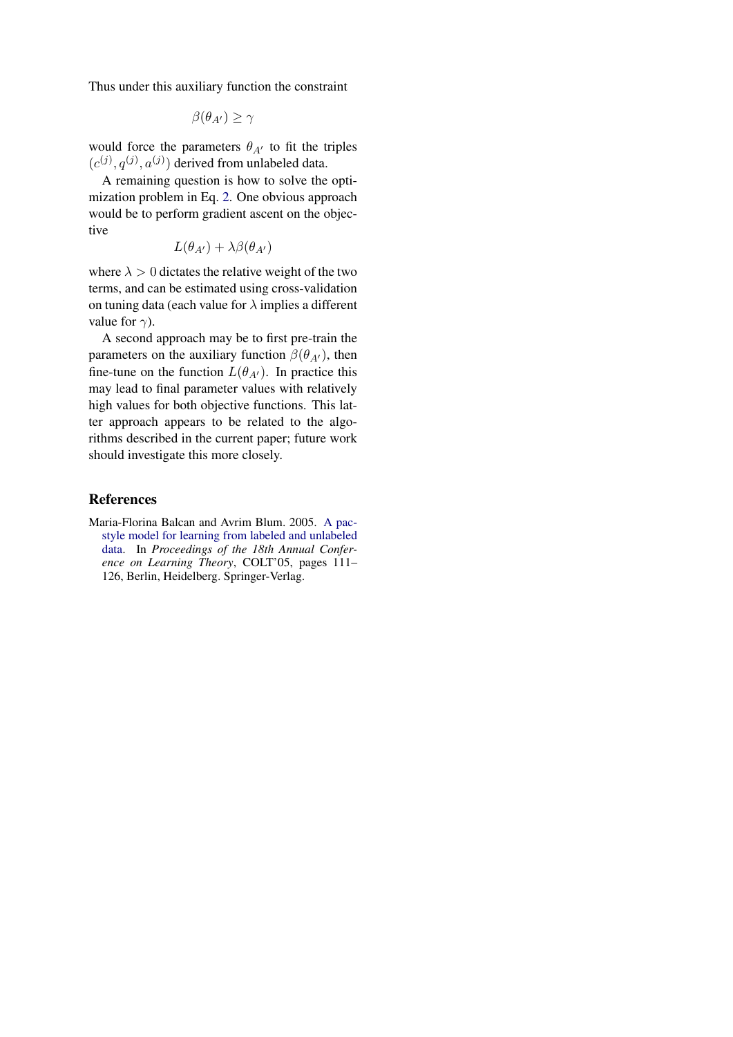Thus under this auxiliary function the constraint

$$\beta(\theta_{A'}) \geq \gamma$$

would force the parameters $\theta_{A'}$ to fit the triples $(c^{(j)}, q^{(j)}, a^{(j)})$ derived from unlabeled data.

A remaining question is how to solve the optimization problem in Eq. 2. One obvious approach would be to perform gradient ascent on the objective

$$L(\theta_{A'}) + \lambda\beta(\theta_{A'})$$

where $\lambda > 0$ dictates the relative weight of the two terms, and can be estimated using cross-validation on tuning data (each value for $\lambda$ implies a different value for $\gamma$).

A second approach may be to first pre-train the parameters on the auxiliary function $\beta(\theta_{A'})$, then fine-tune on the function $L(\theta_{A'})$. In practice this may lead to final parameter values with relatively high values for both objective functions. This latter approach appears to be related to the algorithms described in the current paper; future work should investigate this more closely.

## References

Maria-Florina Balcan and Avrim Blum. 2005. A pac-style model for learning from labeled and unlabeled data. In *Proceedings of the 18th Annual Conference on Learning Theory*, COLT'05, pages 111–126, Berlin, Heidelberg. Springer-Verlag.